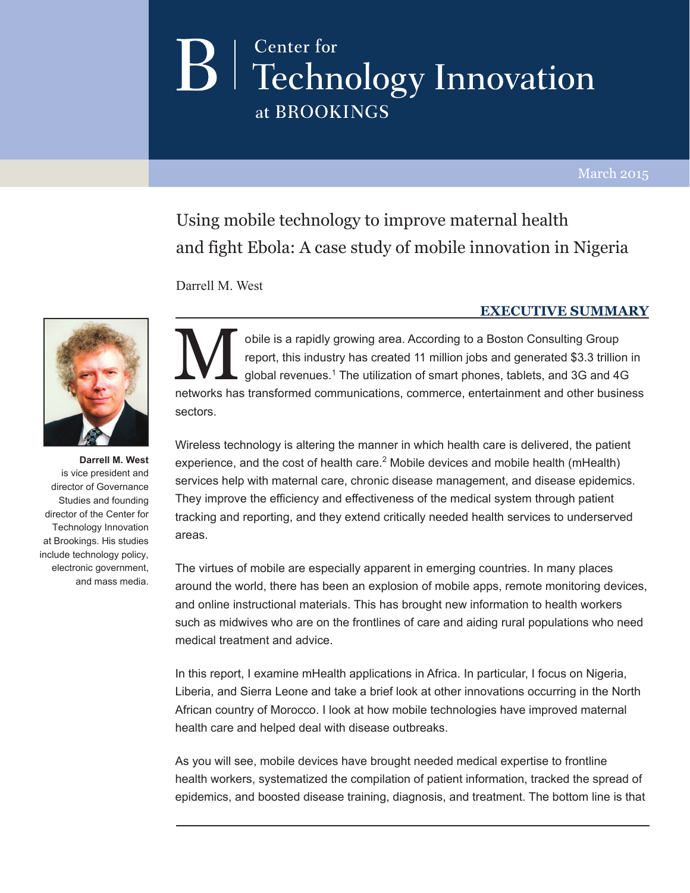Center for Technology Innovation at BROOKINGS

March 2015

# Using mobile technology to improve maternal health and fight Ebola: A case study of mobile innovation in Nigeria

Darrell M. West

**Darrell M. West** is vice president and director of Governance Studies and founding director of the Center for Technology Innovation at Brookings. His studies include technology policy, electronic government, and mass media.

## EXECUTIVE SUMMARY

Mobile is a rapidly growing area. According to a Boston Consulting Group report, this industry has created 11 million jobs and generated $3.3 trillion in global revenues.[1] The utilization of smart phones, tablets, and 3G and 4G networks has transformed communications, commerce, entertainment and other business sectors.

Wireless technology is altering the manner in which health care is delivered, the patient experience, and the cost of health care.[2] Mobile devices and mobile health (mHealth) services help with maternal care, chronic disease management, and disease epidemics. They improve the efficiency and effectiveness of the medical system through patient tracking and reporting, and they extend critically needed health services to underserved areas.

The virtues of mobile are especially apparent in emerging countries. In many places around the world, there has been an explosion of mobile apps, remote monitoring devices, and online instructional materials. This has brought new information to health workers such as midwives who are on the frontlines of care and aiding rural populations who need medical treatment and advice.

In this report, I examine mHealth applications in Africa. In particular, I focus on Nigeria, Liberia, and Sierra Leone and take a brief look at other innovations occurring in the North African country of Morocco. I look at how mobile technologies have improved maternal health care and helped deal with disease outbreaks.

As you will see, mobile devices have brought needed medical expertise to frontline health workers, systematized the compilation of patient information, tracked the spread of epidemics, and boosted disease training, diagnosis, and treatment. The bottom line is that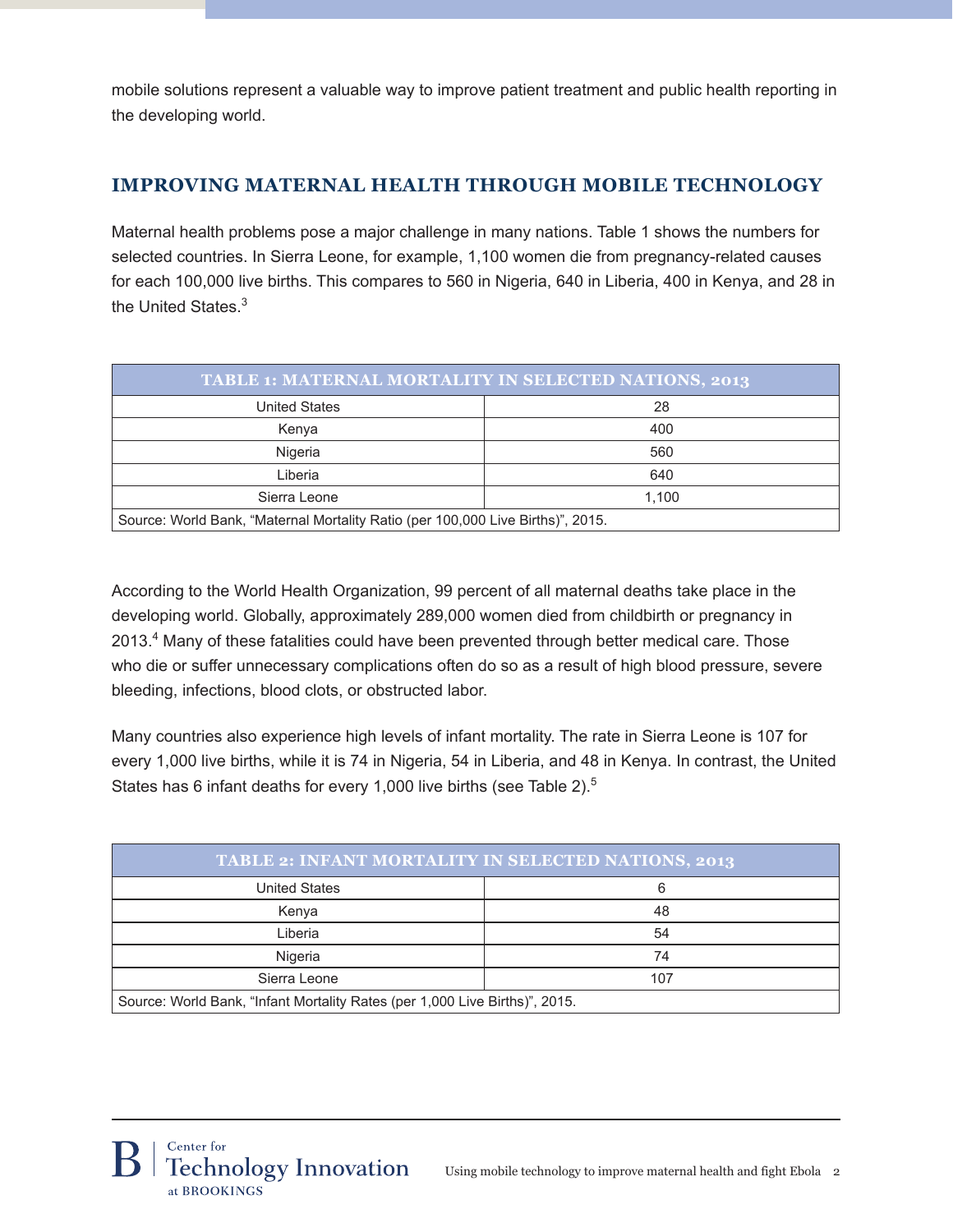mobile solutions represent a valuable way to improve patient treatment and public health reporting in the developing world.

## IMPROVING MATERNAL HEALTH THROUGH MOBILE TECHNOLOGY

Maternal health problems pose a major challenge in many nations. Table 1 shows the numbers for selected countries. In Sierra Leone, for example, 1,100 women die from pregnancy-related causes for each 100,000 live births. This compares to 560 in Nigeria, 640 in Liberia, 400 in Kenya, and 28 in the United States.[3]

| TABLE 1: MATERNAL MORTALITY IN SELECTED NATIONS, 2013 | |
|---|---|
| United States | 28 |
| Kenya | 400 |
| Nigeria | 560 |
| Liberia | 640 |
| Sierra Leone | 1,100 |
| Source: World Bank, "Maternal Mortality Ratio (per 100,000 Live Births)", 2015. | |

According to the World Health Organization, 99 percent of all maternal deaths take place in the developing world. Globally, approximately 289,000 women died from childbirth or pregnancy in 2013.[4] Many of these fatalities could have been prevented through better medical care. Those who die or suffer unnecessary complications often do so as a result of high blood pressure, severe bleeding, infections, blood clots, or obstructed labor.

Many countries also experience high levels of infant mortality. The rate in Sierra Leone is 107 for every 1,000 live births, while it is 74 in Nigeria, 54 in Liberia, and 48 in Kenya. In contrast, the United States has 6 infant deaths for every 1,000 live births (see Table 2).[5]

| TABLE 2: INFANT MORTALITY IN SELECTED NATIONS, 2013 | |
|---|---|
| United States | 6 |
| Kenya | 48 |
| Liberia | 54 |
| Nigeria | 74 |
| Sierra Leone | 107 |
| Source: World Bank, "Infant Mortality Rates (per 1,000 Live Births)", 2015. | |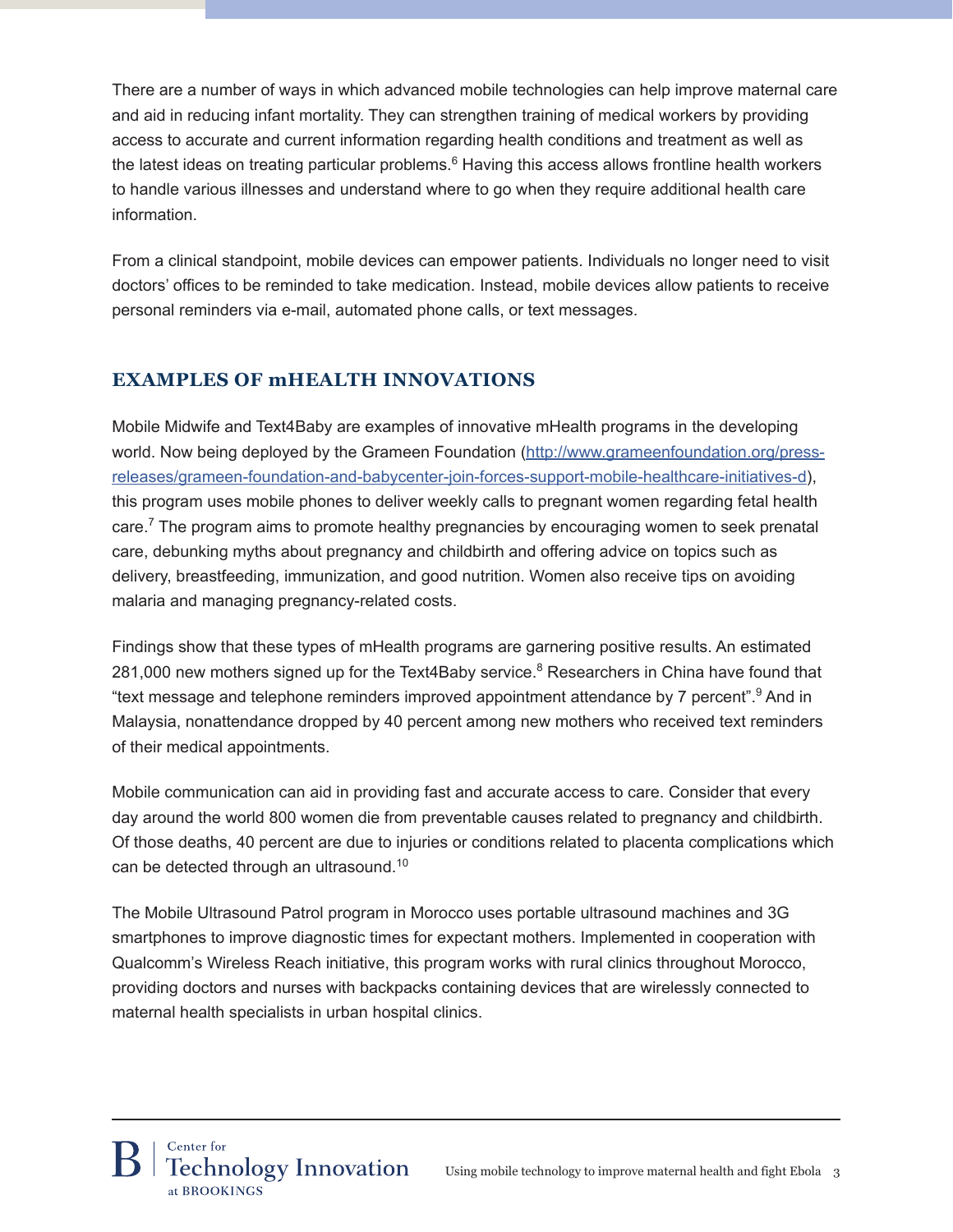There are a number of ways in which advanced mobile technologies can help improve maternal care and aid in reducing infant mortality. They can strengthen training of medical workers by providing access to accurate and current information regarding health conditions and treatment as well as the latest ideas on treating particular problems.[6] Having this access allows frontline health workers to handle various illnesses and understand where to go when they require additional health care information.

From a clinical standpoint, mobile devices can empower patients. Individuals no longer need to visit doctors' offices to be reminded to take medication. Instead, mobile devices allow patients to receive personal reminders via e-mail, automated phone calls, or text messages.

## EXAMPLES OF mHEALTH INNOVATIONS

Mobile Midwife and Text4Baby are examples of innovative mHealth programs in the developing world. Now being deployed by the Grameen Foundation (http://www.grameenfoundation.org/press-releases/grameen-foundation-and-babycenter-join-forces-support-mobile-healthcare-initiatives-d), this program uses mobile phones to deliver weekly calls to pregnant women regarding fetal health care.[7] The program aims to promote healthy pregnancies by encouraging women to seek prenatal care, debunking myths about pregnancy and childbirth and offering advice on topics such as delivery, breastfeeding, immunization, and good nutrition. Women also receive tips on avoiding malaria and managing pregnancy-related costs.

Findings show that these types of mHealth programs are garnering positive results. An estimated 281,000 new mothers signed up for the Text4Baby service.[8] Researchers in China have found that "text message and telephone reminders improved appointment attendance by 7 percent".[9] And in Malaysia, nonattendance dropped by 40 percent among new mothers who received text reminders of their medical appointments.

Mobile communication can aid in providing fast and accurate access to care. Consider that every day around the world 800 women die from preventable causes related to pregnancy and childbirth. Of those deaths, 40 percent are due to injuries or conditions related to placenta complications which can be detected through an ultrasound.[10]

The Mobile Ultrasound Patrol program in Morocco uses portable ultrasound machines and 3G smartphones to improve diagnostic times for expectant mothers. Implemented in cooperation with Qualcomm's Wireless Reach initiative, this program works with rural clinics throughout Morocco, providing doctors and nurses with backpacks containing devices that are wirelessly connected to maternal health specialists in urban hospital clinics.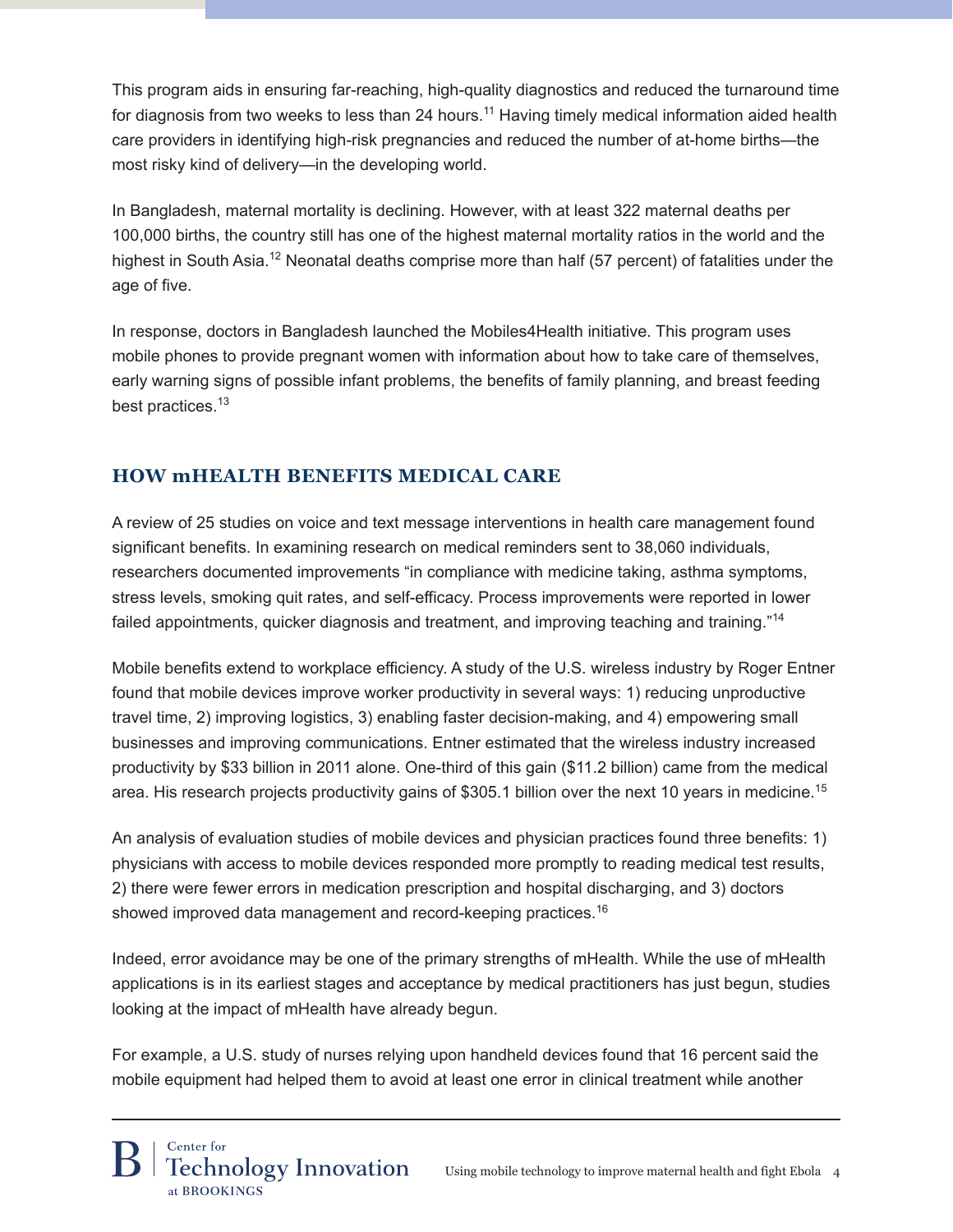This program aids in ensuring far-reaching, high-quality diagnostics and reduced the turnaround time for diagnosis from two weeks to less than 24 hours.[11] Having timely medical information aided health care providers in identifying high-risk pregnancies and reduced the number of at-home births—the most risky kind of delivery—in the developing world.

In Bangladesh, maternal mortality is declining. However, with at least 322 maternal deaths per 100,000 births, the country still has one of the highest maternal mortality ratios in the world and the highest in South Asia.[12] Neonatal deaths comprise more than half (57 percent) of fatalities under the age of five.

In response, doctors in Bangladesh launched the Mobiles4Health initiative. This program uses mobile phones to provide pregnant women with information about how to take care of themselves, early warning signs of possible infant problems, the benefits of family planning, and breast feeding best practices.[13]

## HOW mHEALTH BENEFITS MEDICAL CARE

A review of 25 studies on voice and text message interventions in health care management found significant benefits. In examining research on medical reminders sent to 38,060 individuals, researchers documented improvements "in compliance with medicine taking, asthma symptoms, stress levels, smoking quit rates, and self-efficacy. Process improvements were reported in lower failed appointments, quicker diagnosis and treatment, and improving teaching and training."[14]

Mobile benefits extend to workplace efficiency. A study of the U.S. wireless industry by Roger Entner found that mobile devices improve worker productivity in several ways: 1) reducing unproductive travel time, 2) improving logistics, 3) enabling faster decision-making, and 4) empowering small businesses and improving communications. Entner estimated that the wireless industry increased productivity by $33 billion in 2011 alone. One-third of this gain ($11.2 billion) came from the medical area. His research projects productivity gains of $305.1 billion over the next 10 years in medicine.[15]

An analysis of evaluation studies of mobile devices and physician practices found three benefits: 1) physicians with access to mobile devices responded more promptly to reading medical test results, 2) there were fewer errors in medication prescription and hospital discharging, and 3) doctors showed improved data management and record-keeping practices.[16]

Indeed, error avoidance may be one of the primary strengths of mHealth. While the use of mHealth applications is in its earliest stages and acceptance by medical practitioners has just begun, studies looking at the impact of mHealth have already begun.

For example, a U.S. study of nurses relying upon handheld devices found that 16 percent said the mobile equipment had helped them to avoid at least one error in clinical treatment while another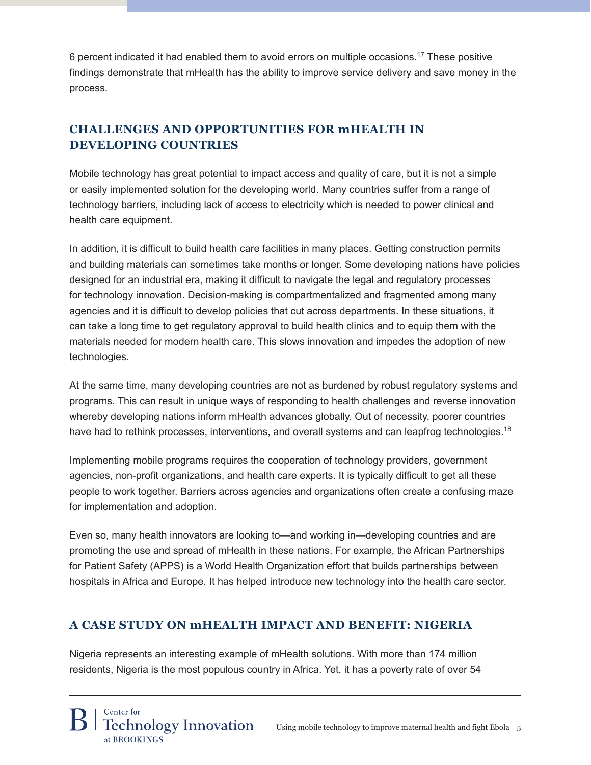6 percent indicated it had enabled them to avoid errors on multiple occasions.[17] These positive findings demonstrate that mHealth has the ability to improve service delivery and save money in the process.

## CHALLENGES AND OPPORTUNITIES FOR mHEALTH IN DEVELOPING COUNTRIES

Mobile technology has great potential to impact access and quality of care, but it is not a simple or easily implemented solution for the developing world. Many countries suffer from a range of technology barriers, including lack of access to electricity which is needed to power clinical and health care equipment.

In addition, it is difficult to build health care facilities in many places. Getting construction permits and building materials can sometimes take months or longer. Some developing nations have policies designed for an industrial era, making it difficult to navigate the legal and regulatory processes for technology innovation. Decision-making is compartmentalized and fragmented among many agencies and it is difficult to develop policies that cut across departments. In these situations, it can take a long time to get regulatory approval to build health clinics and to equip them with the materials needed for modern health care. This slows innovation and impedes the adoption of new technologies.

At the same time, many developing countries are not as burdened by robust regulatory systems and programs. This can result in unique ways of responding to health challenges and reverse innovation whereby developing nations inform mHealth advances globally. Out of necessity, poorer countries have had to rethink processes, interventions, and overall systems and can leapfrog technologies.[18]

Implementing mobile programs requires the cooperation of technology providers, government agencies, non-profit organizations, and health care experts. It is typically difficult to get all these people to work together. Barriers across agencies and organizations often create a confusing maze for implementation and adoption.

Even so, many health innovators are looking to—and working in—developing countries and are promoting the use and spread of mHealth in these nations. For example, the African Partnerships for Patient Safety (APPS) is a World Health Organization effort that builds partnerships between hospitals in Africa and Europe. It has helped introduce new technology into the health care sector.

## A CASE STUDY ON mHEALTH IMPACT AND BENEFIT: NIGERIA

Nigeria represents an interesting example of mHealth solutions. With more than 174 million residents, Nigeria is the most populous country in Africa. Yet, it has a poverty rate of over 54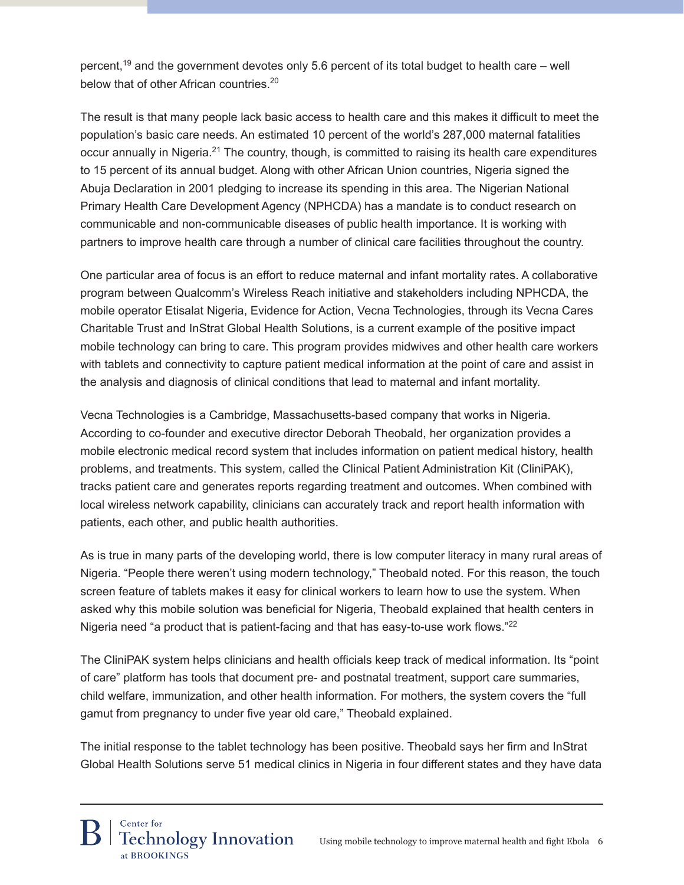percent,[19] and the government devotes only 5.6 percent of its total budget to health care – well below that of other African countries.[20]

The result is that many people lack basic access to health care and this makes it difficult to meet the population's basic care needs. An estimated 10 percent of the world's 287,000 maternal fatalities occur annually in Nigeria.[21] The country, though, is committed to raising its health care expenditures to 15 percent of its annual budget. Along with other African Union countries, Nigeria signed the Abuja Declaration in 2001 pledging to increase its spending in this area. The Nigerian National Primary Health Care Development Agency (NPHCDA) has a mandate is to conduct research on communicable and non-communicable diseases of public health importance. It is working with partners to improve health care through a number of clinical care facilities throughout the country.

One particular area of focus is an effort to reduce maternal and infant mortality rates. A collaborative program between Qualcomm's Wireless Reach initiative and stakeholders including NPHCDA, the mobile operator Etisalat Nigeria, Evidence for Action, Vecna Technologies, through its Vecna Cares Charitable Trust and InStrat Global Health Solutions, is a current example of the positive impact mobile technology can bring to care. This program provides midwives and other health care workers with tablets and connectivity to capture patient medical information at the point of care and assist in the analysis and diagnosis of clinical conditions that lead to maternal and infant mortality.

Vecna Technologies is a Cambridge, Massachusetts-based company that works in Nigeria. According to co-founder and executive director Deborah Theobald, her organization provides a mobile electronic medical record system that includes information on patient medical history, health problems, and treatments. This system, called the Clinical Patient Administration Kit (CliniPAK), tracks patient care and generates reports regarding treatment and outcomes. When combined with local wireless network capability, clinicians can accurately track and report health information with patients, each other, and public health authorities.

As is true in many parts of the developing world, there is low computer literacy in many rural areas of Nigeria. "People there weren't using modern technology," Theobald noted. For this reason, the touch screen feature of tablets makes it easy for clinical workers to learn how to use the system. When asked why this mobile solution was beneficial for Nigeria, Theobald explained that health centers in Nigeria need "a product that is patient-facing and that has easy-to-use work flows."[22]

The CliniPAK system helps clinicians and health officials keep track of medical information. Its "point of care" platform has tools that document pre- and postnatal treatment, support care summaries, child welfare, immunization, and other health information. For mothers, the system covers the "full gamut from pregnancy to under five year old care," Theobald explained.

The initial response to the tablet technology has been positive. Theobald says her firm and InStrat Global Health Solutions serve 51 medical clinics in Nigeria in four different states and they have data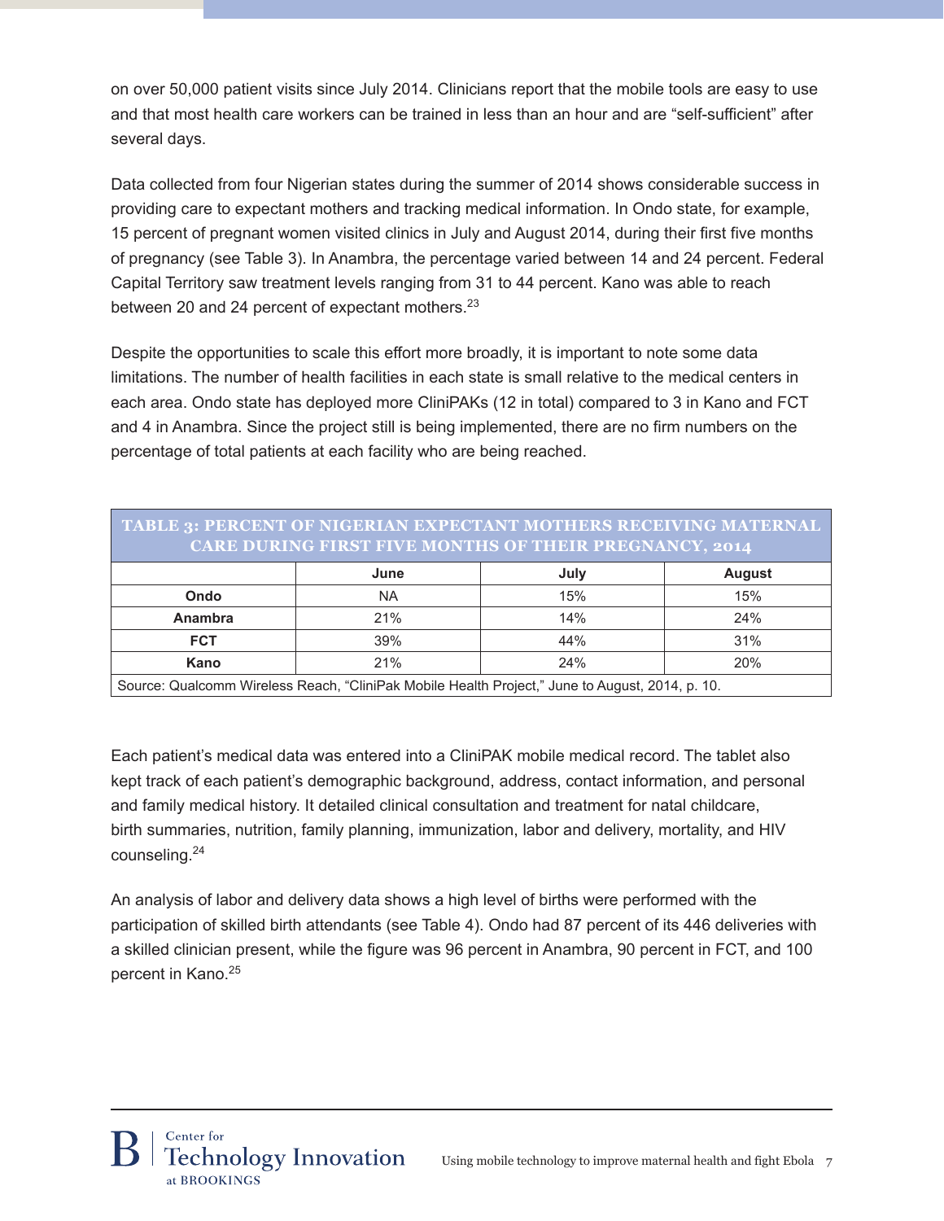on over 50,000 patient visits since July 2014. Clinicians report that the mobile tools are easy to use and that most health care workers can be trained in less than an hour and are "self-sufficient" after several days.

Data collected from four Nigerian states during the summer of 2014 shows considerable success in providing care to expectant mothers and tracking medical information. In Ondo state, for example, 15 percent of pregnant women visited clinics in July and August 2014, during their first five months of pregnancy (see Table 3). In Anambra, the percentage varied between 14 and 24 percent. Federal Capital Territory saw treatment levels ranging from 31 to 44 percent. Kano was able to reach between 20 and 24 percent of expectant mothers.[23]

Despite the opportunities to scale this effort more broadly, it is important to note some data limitations. The number of health facilities in each state is small relative to the medical centers in each area. Ondo state has deployed more CliniPAKs (12 in total) compared to 3 in Kano and FCT and 4 in Anambra. Since the project still is being implemented, there are no firm numbers on the percentage of total patients at each facility who are being reached.

**TABLE 3: PERCENT OF NIGERIAN EXPECTANT MOTHERS RECEIVING MATERNAL CARE DURING FIRST FIVE MONTHS OF THEIR PREGNANCY, 2014**

| | June | July | August |
|---|---|---|---|
| **Ondo** | NA | 15% | 15% |
| **Anambra** | 21% | 14% | 24% |
| **FCT** | 39% | 44% | 31% |
| **Kano** | 21% | 24% | 20% |

Source: Qualcomm Wireless Reach, "CliniPak Mobile Health Project," June to August, 2014, p. 10.

Each patient's medical data was entered into a CliniPAK mobile medical record. The tablet also kept track of each patient's demographic background, address, contact information, and personal and family medical history. It detailed clinical consultation and treatment for natal childcare, birth summaries, nutrition, family planning, immunization, labor and delivery, mortality, and HIV counseling.[24]

An analysis of labor and delivery data shows a high level of births were performed with the participation of skilled birth attendants (see Table 4). Ondo had 87 percent of its 446 deliveries with a skilled clinician present, while the figure was 96 percent in Anambra, 90 percent in FCT, and 100 percent in Kano.[25]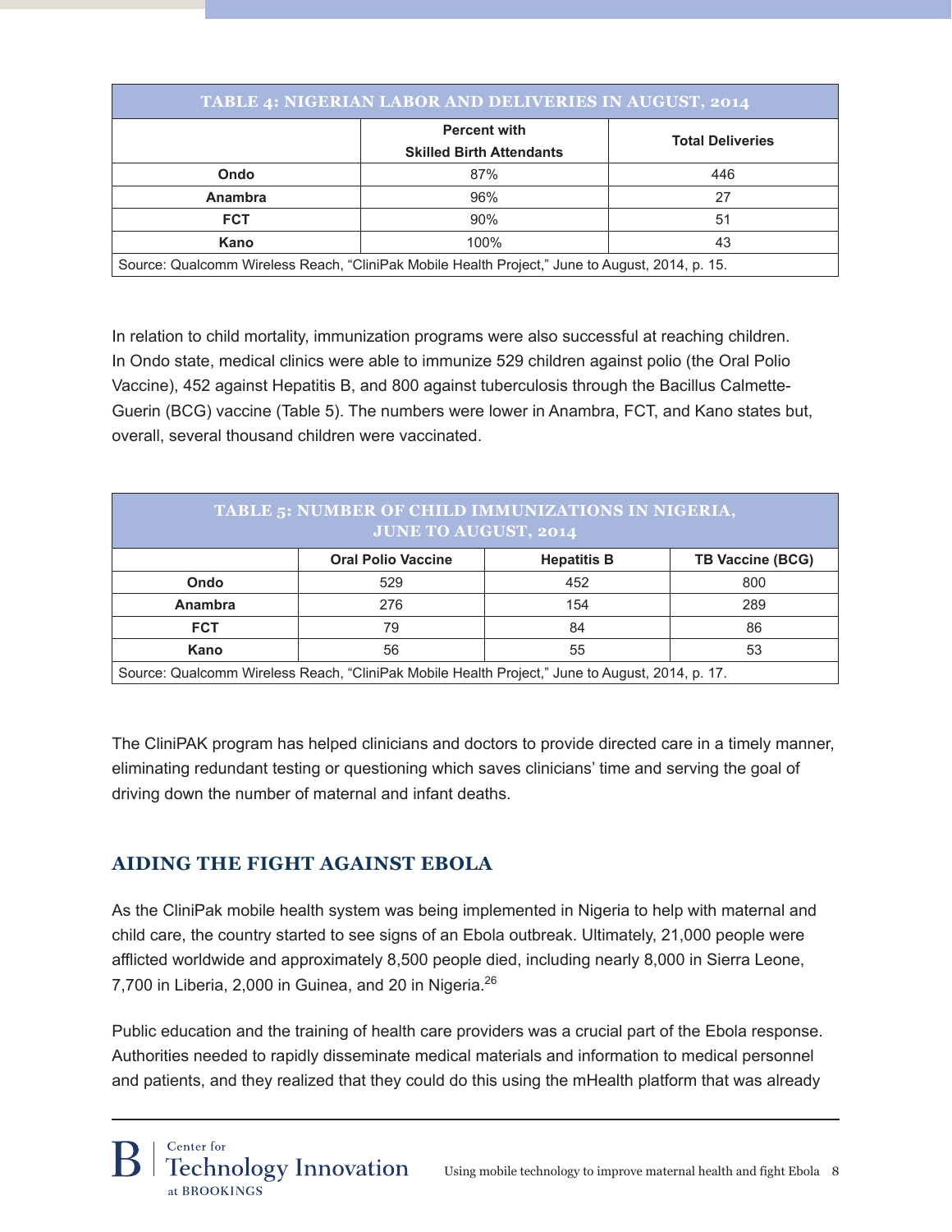| TABLE 4: NIGERIAN LABOR AND DELIVERIES IN AUGUST, 2014 | | |
|---|---|---|
| | Percent with Skilled Birth Attendants | Total Deliveries |
| **Ondo** | 87% | 446 |
| **Anambra** | 96% | 27 |
| **FCT** | 90% | 51 |
| **Kano** | 100% | 43 |

Source: Qualcomm Wireless Reach, "CliniPak Mobile Health Project," June to August, 2014, p. 15.

In relation to child mortality, immunization programs were also successful at reaching children. In Ondo state, medical clinics were able to immunize 529 children against polio (the Oral Polio Vaccine), 452 against Hepatitis B, and 800 against tuberculosis through the Bacillus Calmette-Guerin (BCG) vaccine (Table 5). The numbers were lower in Anambra, FCT, and Kano states but, overall, several thousand children were vaccinated.

| TABLE 5: NUMBER OF CHILD IMMUNIZATIONS IN NIGERIA, JUNE TO AUGUST, 2014 | | | |
|---|---|---|---|
| | Oral Polio Vaccine | Hepatitis B | TB Vaccine (BCG) |
| **Ondo** | 529 | 452 | 800 |
| **Anambra** | 276 | 154 | 289 |
| **FCT** | 79 | 84 | 86 |
| **Kano** | 56 | 55 | 53 |

Source: Qualcomm Wireless Reach, "CliniPak Mobile Health Project," June to August, 2014, p. 17.

The CliniPAK program has helped clinicians and doctors to provide directed care in a timely manner, eliminating redundant testing or questioning which saves clinicians' time and serving the goal of driving down the number of maternal and infant deaths.

## AIDING THE FIGHT AGAINST EBOLA

As the CliniPak mobile health system was being implemented in Nigeria to help with maternal and child care, the country started to see signs of an Ebola outbreak. Ultimately, 21,000 people were afflicted worldwide and approximately 8,500 people died, including nearly 8,000 in Sierra Leone, 7,700 in Liberia, 2,000 in Guinea, and 20 in Nigeria.[26]

Public education and the training of health care providers was a crucial part of the Ebola response. Authorities needed to rapidly disseminate medical materials and information to medical personnel and patients, and they realized that they could do this using the mHealth platform that was already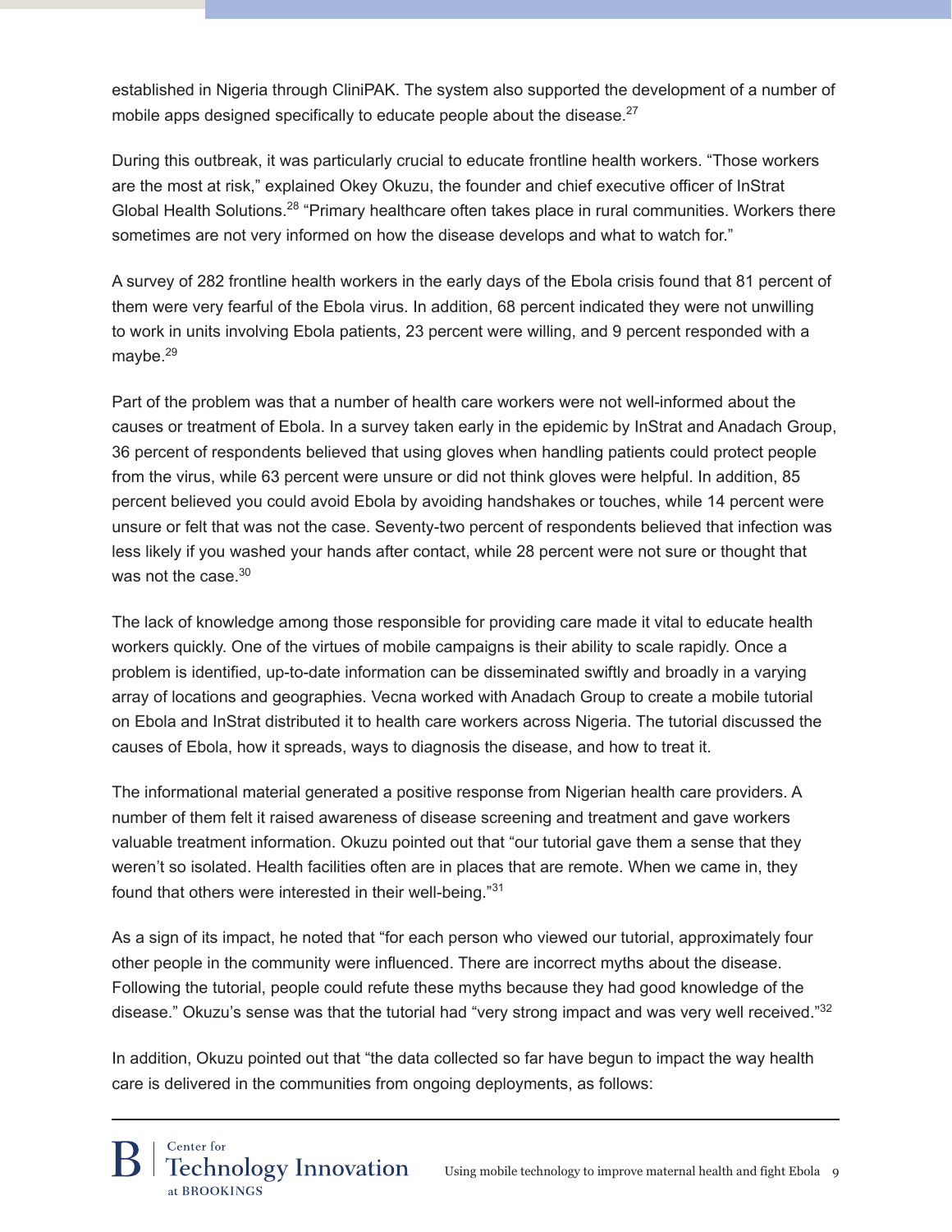established in Nigeria through CliniPAK. The system also supported the development of a number of mobile apps designed specifically to educate people about the disease.[27]

During this outbreak, it was particularly crucial to educate frontline health workers. "Those workers are the most at risk," explained Okey Okuzu, the founder and chief executive officer of InStrat Global Health Solutions.[28] "Primary healthcare often takes place in rural communities. Workers there sometimes are not very informed on how the disease develops and what to watch for."

A survey of 282 frontline health workers in the early days of the Ebola crisis found that 81 percent of them were very fearful of the Ebola virus. In addition, 68 percent indicated they were not unwilling to work in units involving Ebola patients, 23 percent were willing, and 9 percent responded with a maybe.[29]

Part of the problem was that a number of health care workers were not well-informed about the causes or treatment of Ebola. In a survey taken early in the epidemic by InStrat and Anadach Group, 36 percent of respondents believed that using gloves when handling patients could protect people from the virus, while 63 percent were unsure or did not think gloves were helpful. In addition, 85 percent believed you could avoid Ebola by avoiding handshakes or touches, while 14 percent were unsure or felt that was not the case. Seventy-two percent of respondents believed that infection was less likely if you washed your hands after contact, while 28 percent were not sure or thought that was not the case.[30]

The lack of knowledge among those responsible for providing care made it vital to educate health workers quickly. One of the virtues of mobile campaigns is their ability to scale rapidly. Once a problem is identified, up-to-date information can be disseminated swiftly and broadly in a varying array of locations and geographies. Vecna worked with Anadach Group to create a mobile tutorial on Ebola and InStrat distributed it to health care workers across Nigeria. The tutorial discussed the causes of Ebola, how it spreads, ways to diagnosis the disease, and how to treat it.

The informational material generated a positive response from Nigerian health care providers. A number of them felt it raised awareness of disease screening and treatment and gave workers valuable treatment information. Okuzu pointed out that "our tutorial gave them a sense that they weren't so isolated. Health facilities often are in places that are remote. When we came in, they found that others were interested in their well-being."[31]

As a sign of its impact, he noted that "for each person who viewed our tutorial, approximately four other people in the community were influenced. There are incorrect myths about the disease. Following the tutorial, people could refute these myths because they had good knowledge of the disease." Okuzu's sense was that the tutorial had "very strong impact and was very well received."[32]

In addition, Okuzu pointed out that "the data collected so far have begun to impact the way health care is delivered in the communities from ongoing deployments, as follows: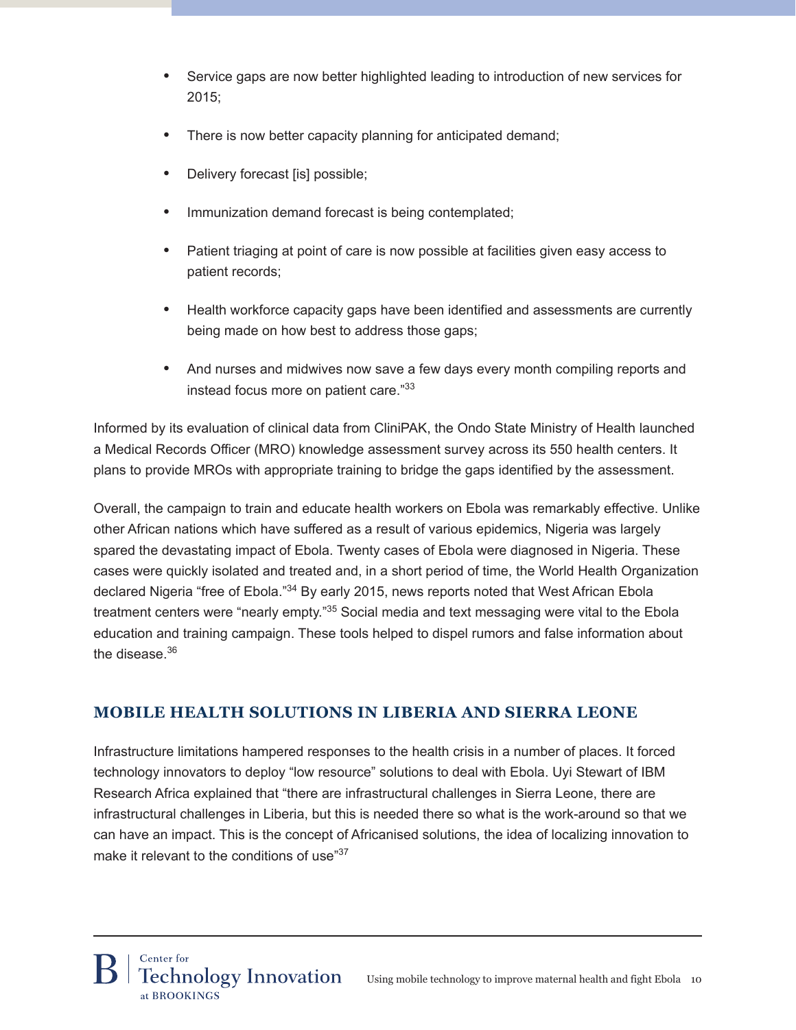- Service gaps are now better highlighted leading to introduction of new services for 2015;
- There is now better capacity planning for anticipated demand;
- Delivery forecast [is] possible;
- Immunization demand forecast is being contemplated;
- Patient triaging at point of care is now possible at facilities given easy access to patient records;
- Health workforce capacity gaps have been identified and assessments are currently being made on how best to address those gaps;
- And nurses and midwives now save a few days every month compiling reports and instead focus more on patient care."[33]

Informed by its evaluation of clinical data from CliniPAK, the Ondo State Ministry of Health launched a Medical Records Officer (MRO) knowledge assessment survey across its 550 health centers. It plans to provide MROs with appropriate training to bridge the gaps identified by the assessment.

Overall, the campaign to train and educate health workers on Ebola was remarkably effective. Unlike other African nations which have suffered as a result of various epidemics, Nigeria was largely spared the devastating impact of Ebola. Twenty cases of Ebola were diagnosed in Nigeria. These cases were quickly isolated and treated and, in a short period of time, the World Health Organization declared Nigeria "free of Ebola."[34] By early 2015, news reports noted that West African Ebola treatment centers were "nearly empty."[35] Social media and text messaging were vital to the Ebola education and training campaign. These tools helped to dispel rumors and false information about the disease.[36]

## MOBILE HEALTH SOLUTIONS IN LIBERIA AND SIERRA LEONE

Infrastructure limitations hampered responses to the health crisis in a number of places. It forced technology innovators to deploy "low resource" solutions to deal with Ebola. Uyi Stewart of IBM Research Africa explained that "there are infrastructural challenges in Sierra Leone, there are infrastructural challenges in Liberia, but this is needed there so what is the work-around so that we can have an impact. This is the concept of Africanised solutions, the idea of localizing innovation to make it relevant to the conditions of use"[37]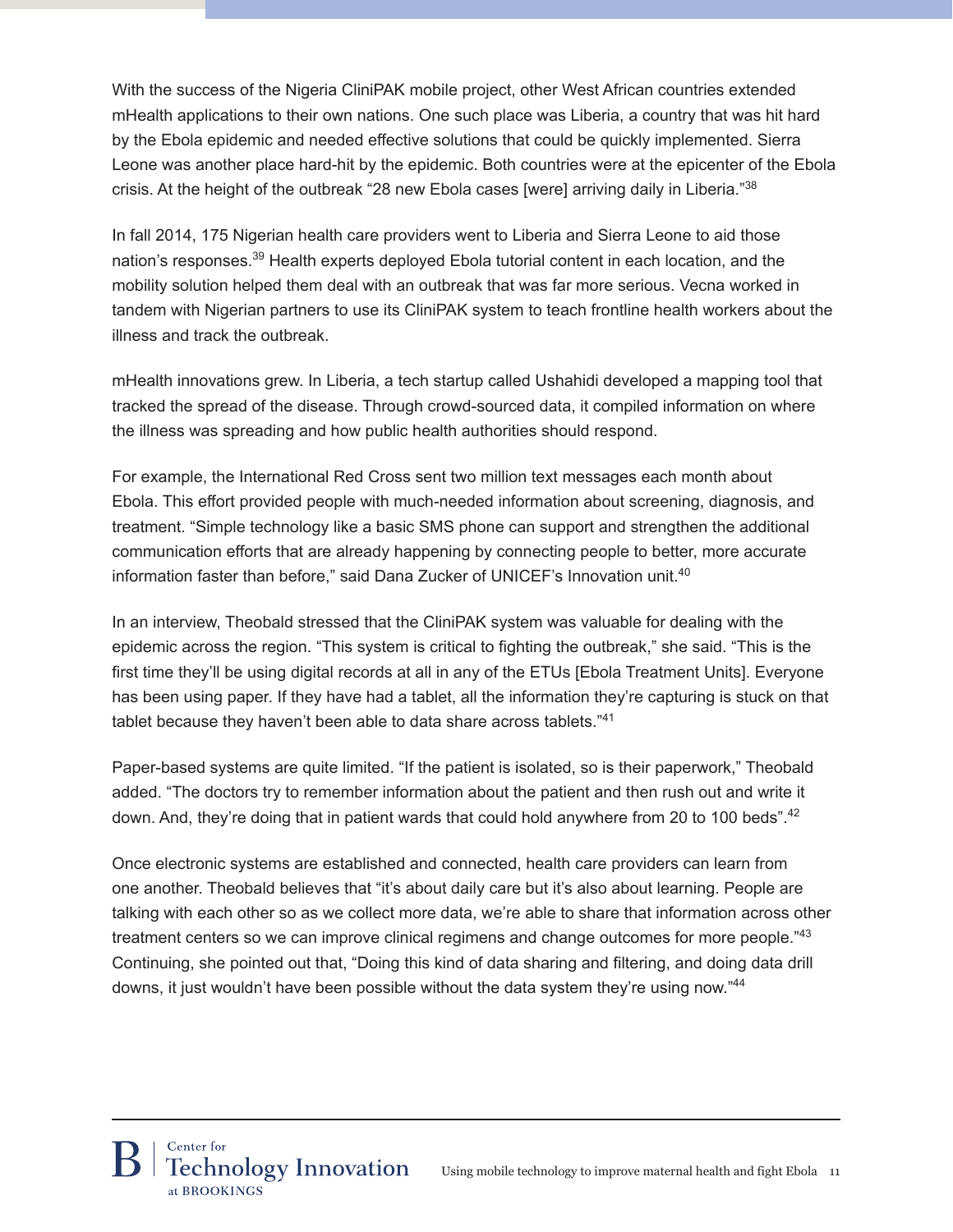With the success of the Nigeria CliniPAK mobile project, other West African countries extended mHealth applications to their own nations. One such place was Liberia, a country that was hit hard by the Ebola epidemic and needed effective solutions that could be quickly implemented. Sierra Leone was another place hard-hit by the epidemic. Both countries were at the epicenter of the Ebola crisis. At the height of the outbreak "28 new Ebola cases [were] arriving daily in Liberia."[38]

In fall 2014, 175 Nigerian health care providers went to Liberia and Sierra Leone to aid those nation's responses.[39] Health experts deployed Ebola tutorial content in each location, and the mobility solution helped them deal with an outbreak that was far more serious. Vecna worked in tandem with Nigerian partners to use its CliniPAK system to teach frontline health workers about the illness and track the outbreak.

mHealth innovations grew. In Liberia, a tech startup called Ushahidi developed a mapping tool that tracked the spread of the disease. Through crowd-sourced data, it compiled information on where the illness was spreading and how public health authorities should respond.

For example, the International Red Cross sent two million text messages each month about Ebola. This effort provided people with much-needed information about screening, diagnosis, and treatment. "Simple technology like a basic SMS phone can support and strengthen the additional communication efforts that are already happening by connecting people to better, more accurate information faster than before," said Dana Zucker of UNICEF's Innovation unit.[40]

In an interview, Theobald stressed that the CliniPAK system was valuable for dealing with the epidemic across the region. "This system is critical to fighting the outbreak," she said. "This is the first time they'll be using digital records at all in any of the ETUs [Ebola Treatment Units]. Everyone has been using paper. If they have had a tablet, all the information they're capturing is stuck on that tablet because they haven't been able to data share across tablets."[41]

Paper-based systems are quite limited. "If the patient is isolated, so is their paperwork," Theobald added. "The doctors try to remember information about the patient and then rush out and write it down. And, they're doing that in patient wards that could hold anywhere from 20 to 100 beds".[42]

Once electronic systems are established and connected, health care providers can learn from one another. Theobald believes that "it's about daily care but it's also about learning. People are talking with each other so as we collect more data, we're able to share that information across other treatment centers so we can improve clinical regimens and change outcomes for more people."[43] Continuing, she pointed out that, "Doing this kind of data sharing and filtering, and doing data drill downs, it just wouldn't have been possible without the data system they're using now."[44]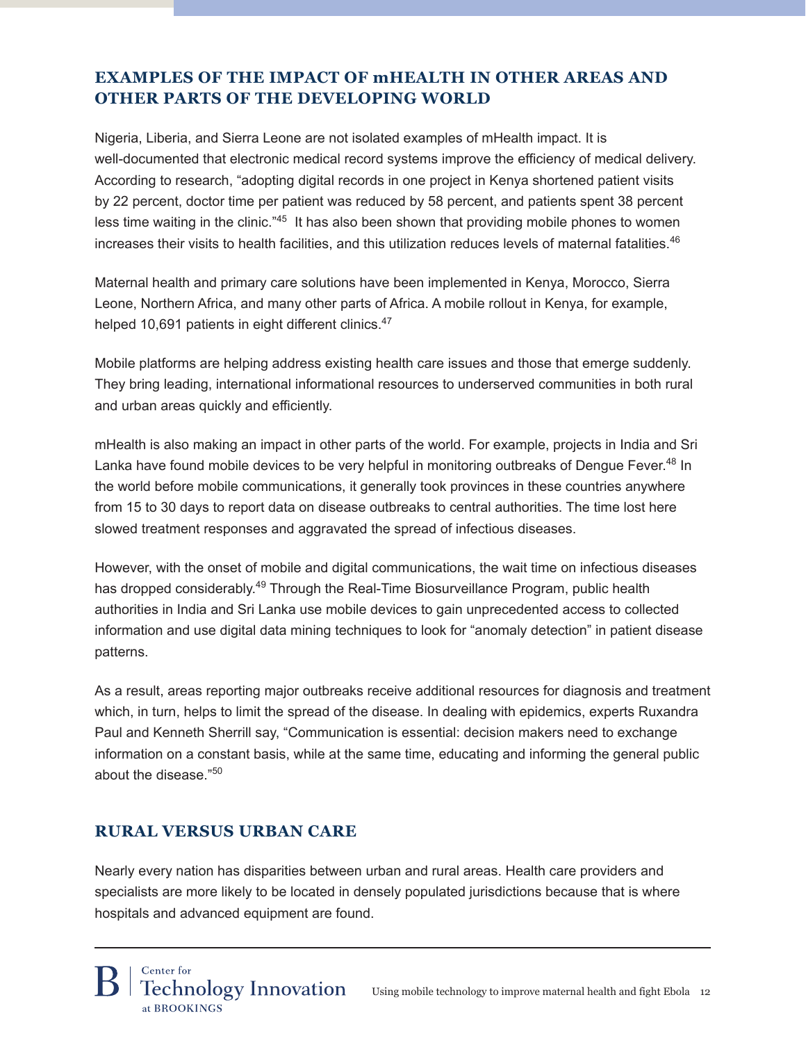## EXAMPLES OF THE IMPACT OF mHEALTH IN OTHER AREAS AND OTHER PARTS OF THE DEVELOPING WORLD

Nigeria, Liberia, and Sierra Leone are not isolated examples of mHealth impact. It is well-documented that electronic medical record systems improve the efficiency of medical delivery. According to research, "adopting digital records in one project in Kenya shortened patient visits by 22 percent, doctor time per patient was reduced by 58 percent, and patients spent 38 percent less time waiting in the clinic."[45] It has also been shown that providing mobile phones to women increases their visits to health facilities, and this utilization reduces levels of maternal fatalities.[46]

Maternal health and primary care solutions have been implemented in Kenya, Morocco, Sierra Leone, Northern Africa, and many other parts of Africa. A mobile rollout in Kenya, for example, helped 10,691 patients in eight different clinics.[47]

Mobile platforms are helping address existing health care issues and those that emerge suddenly. They bring leading, international informational resources to underserved communities in both rural and urban areas quickly and efficiently.

mHealth is also making an impact in other parts of the world. For example, projects in India and Sri Lanka have found mobile devices to be very helpful in monitoring outbreaks of Dengue Fever.[48] In the world before mobile communications, it generally took provinces in these countries anywhere from 15 to 30 days to report data on disease outbreaks to central authorities. The time lost here slowed treatment responses and aggravated the spread of infectious diseases.

However, with the onset of mobile and digital communications, the wait time on infectious diseases has dropped considerably.[49] Through the Real-Time Biosurveillance Program, public health authorities in India and Sri Lanka use mobile devices to gain unprecedented access to collected information and use digital data mining techniques to look for "anomaly detection" in patient disease patterns.

As a result, areas reporting major outbreaks receive additional resources for diagnosis and treatment which, in turn, helps to limit the spread of the disease. In dealing with epidemics, experts Ruxandra Paul and Kenneth Sherrill say, "Communication is essential: decision makers need to exchange information on a constant basis, while at the same time, educating and informing the general public about the disease."[50]

## RURAL VERSUS URBAN CARE

Nearly every nation has disparities between urban and rural areas. Health care providers and specialists are more likely to be located in densely populated jurisdictions because that is where hospitals and advanced equipment are found.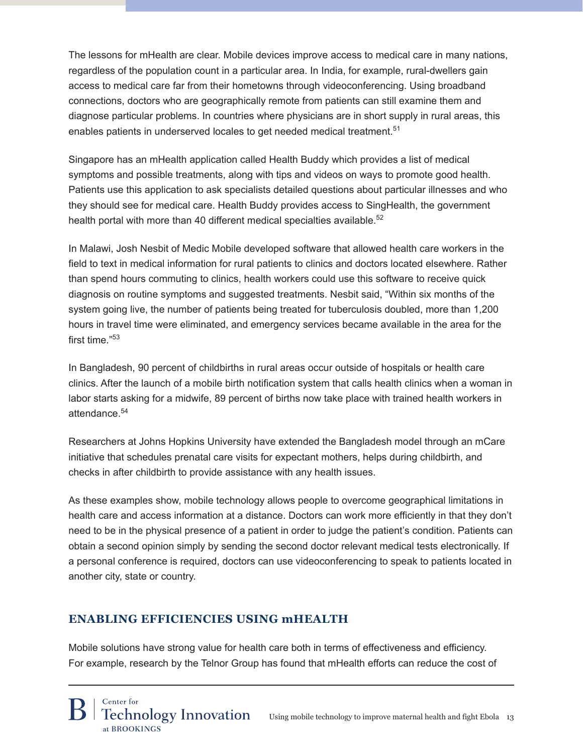The lessons for mHealth are clear. Mobile devices improve access to medical care in many nations, regardless of the population count in a particular area. In India, for example, rural-dwellers gain access to medical care far from their hometowns through videoconferencing. Using broadband connections, doctors who are geographically remote from patients can still examine them and diagnose particular problems. In countries where physicians are in short supply in rural areas, this enables patients in underserved locales to get needed medical treatment.[51]

Singapore has an mHealth application called Health Buddy which provides a list of medical symptoms and possible treatments, along with tips and videos on ways to promote good health. Patients use this application to ask specialists detailed questions about particular illnesses and who they should see for medical care. Health Buddy provides access to SingHealth, the government health portal with more than 40 different medical specialties available.[52]

In Malawi, Josh Nesbit of Medic Mobile developed software that allowed health care workers in the field to text in medical information for rural patients to clinics and doctors located elsewhere. Rather than spend hours commuting to clinics, health workers could use this software to receive quick diagnosis on routine symptoms and suggested treatments. Nesbit said, "Within six months of the system going live, the number of patients being treated for tuberculosis doubled, more than 1,200 hours in travel time were eliminated, and emergency services became available in the area for the first time."[53]

In Bangladesh, 90 percent of childbirths in rural areas occur outside of hospitals or health care clinics. After the launch of a mobile birth notification system that calls health clinics when a woman in labor starts asking for a midwife, 89 percent of births now take place with trained health workers in attendance.[54]

Researchers at Johns Hopkins University have extended the Bangladesh model through an mCare initiative that schedules prenatal care visits for expectant mothers, helps during childbirth, and checks in after childbirth to provide assistance with any health issues.

As these examples show, mobile technology allows people to overcome geographical limitations in health care and access information at a distance. Doctors can work more efficiently in that they don't need to be in the physical presence of a patient in order to judge the patient's condition. Patients can obtain a second opinion simply by sending the second doctor relevant medical tests electronically. If a personal conference is required, doctors can use videoconferencing to speak to patients located in another city, state or country.

## ENABLING EFFICIENCIES USING mHEALTH

Mobile solutions have strong value for health care both in terms of effectiveness and efficiency. For example, research by the Telnor Group has found that mHealth efforts can reduce the cost of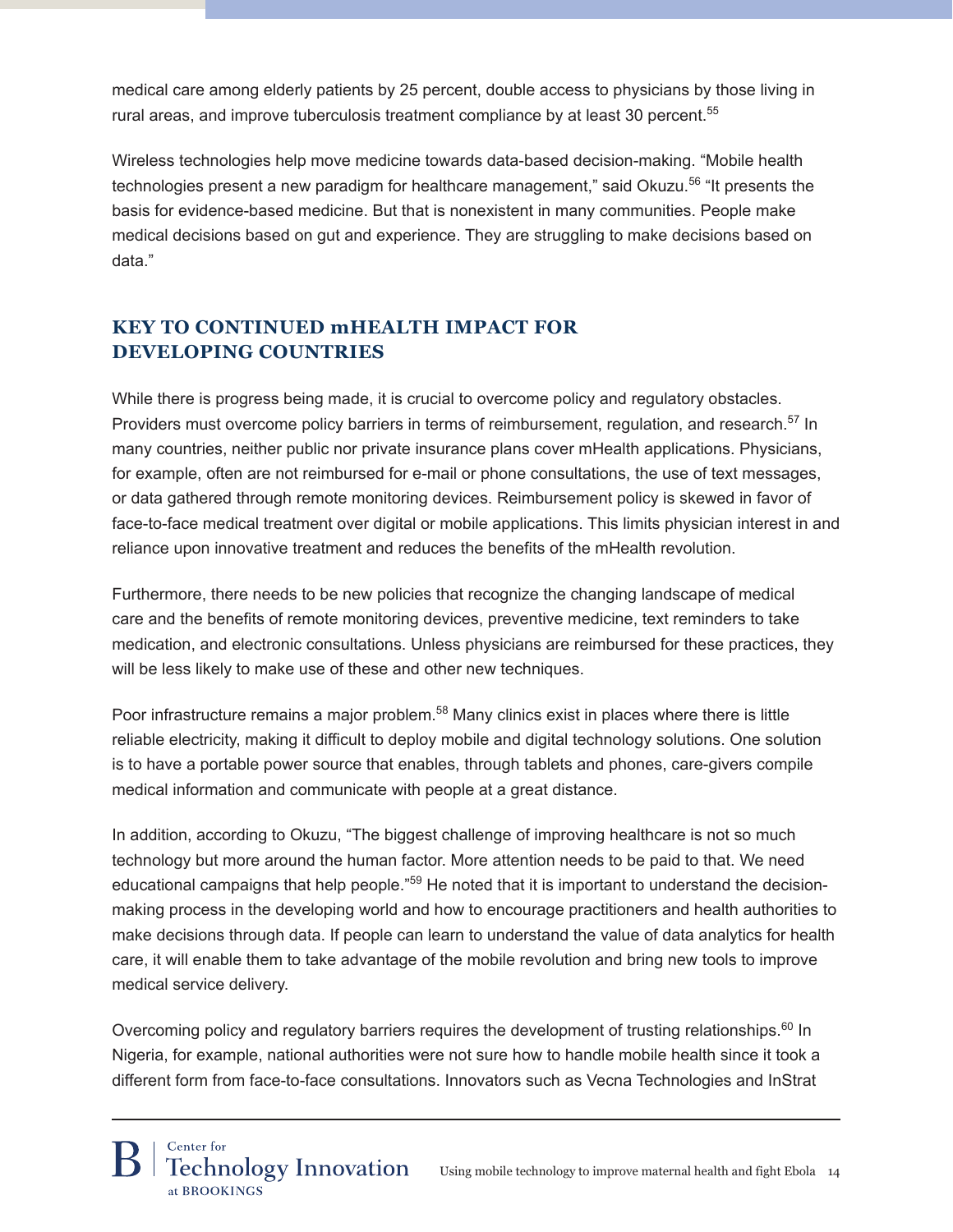medical care among elderly patients by 25 percent, double access to physicians by those living in rural areas, and improve tuberculosis treatment compliance by at least 30 percent.[55]

Wireless technologies help move medicine towards data-based decision-making. "Mobile health technologies present a new paradigm for healthcare management," said Okuzu.[56] "It presents the basis for evidence-based medicine. But that is nonexistent in many communities. People make medical decisions based on gut and experience. They are struggling to make decisions based on data."

## KEY TO CONTINUED mHEALTH IMPACT FOR DEVELOPING COUNTRIES

While there is progress being made, it is crucial to overcome policy and regulatory obstacles. Providers must overcome policy barriers in terms of reimbursement, regulation, and research.[57] In many countries, neither public nor private insurance plans cover mHealth applications. Physicians, for example, often are not reimbursed for e-mail or phone consultations, the use of text messages, or data gathered through remote monitoring devices. Reimbursement policy is skewed in favor of face-to-face medical treatment over digital or mobile applications. This limits physician interest in and reliance upon innovative treatment and reduces the benefits of the mHealth revolution.

Furthermore, there needs to be new policies that recognize the changing landscape of medical care and the benefits of remote monitoring devices, preventive medicine, text reminders to take medication, and electronic consultations. Unless physicians are reimbursed for these practices, they will be less likely to make use of these and other new techniques.

Poor infrastructure remains a major problem.[58] Many clinics exist in places where there is little reliable electricity, making it difficult to deploy mobile and digital technology solutions. One solution is to have a portable power source that enables, through tablets and phones, care-givers compile medical information and communicate with people at a great distance.

In addition, according to Okuzu, "The biggest challenge of improving healthcare is not so much technology but more around the human factor. More attention needs to be paid to that. We need educational campaigns that help people."[59] He noted that it is important to understand the decision-making process in the developing world and how to encourage practitioners and health authorities to make decisions through data. If people can learn to understand the value of data analytics for health care, it will enable them to take advantage of the mobile revolution and bring new tools to improve medical service delivery.

Overcoming policy and regulatory barriers requires the development of trusting relationships.[60] In Nigeria, for example, national authorities were not sure how to handle mobile health since it took a different form from face-to-face consultations. Innovators such as Vecna Technologies and InStrat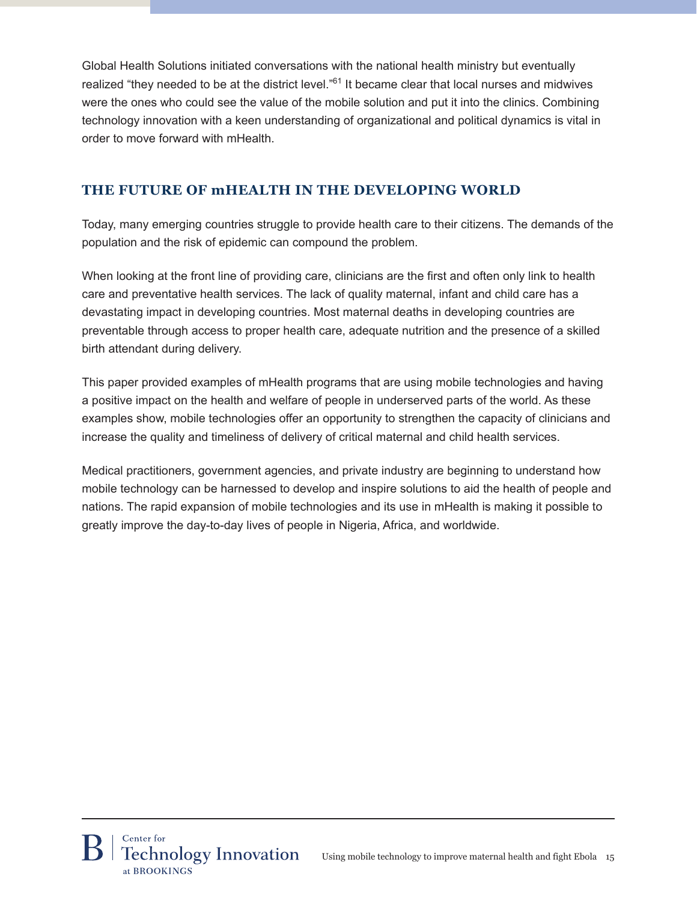Global Health Solutions initiated conversations with the national health ministry but eventually realized "they needed to be at the district level."[61] It became clear that local nurses and midwives were the ones who could see the value of the mobile solution and put it into the clinics. Combining technology innovation with a keen understanding of organizational and political dynamics is vital in order to move forward with mHealth.

## THE FUTURE OF mHEALTH IN THE DEVELOPING WORLD

Today, many emerging countries struggle to provide health care to their citizens. The demands of the population and the risk of epidemic can compound the problem.

When looking at the front line of providing care, clinicians are the first and often only link to health care and preventative health services. The lack of quality maternal, infant and child care has a devastating impact in developing countries. Most maternal deaths in developing countries are preventable through access to proper health care, adequate nutrition and the presence of a skilled birth attendant during delivery.

This paper provided examples of mHealth programs that are using mobile technologies and having a positive impact on the health and welfare of people in underserved parts of the world. As these examples show, mobile technologies offer an opportunity to strengthen the capacity of clinicians and increase the quality and timeliness of delivery of critical maternal and child health services.

Medical practitioners, government agencies, and private industry are beginning to understand how mobile technology can be harnessed to develop and inspire solutions to aid the health of people and nations. The rapid expansion of mobile technologies and its use in mHealth is making it possible to greatly improve the day-to-day lives of people in Nigeria, Africa, and worldwide.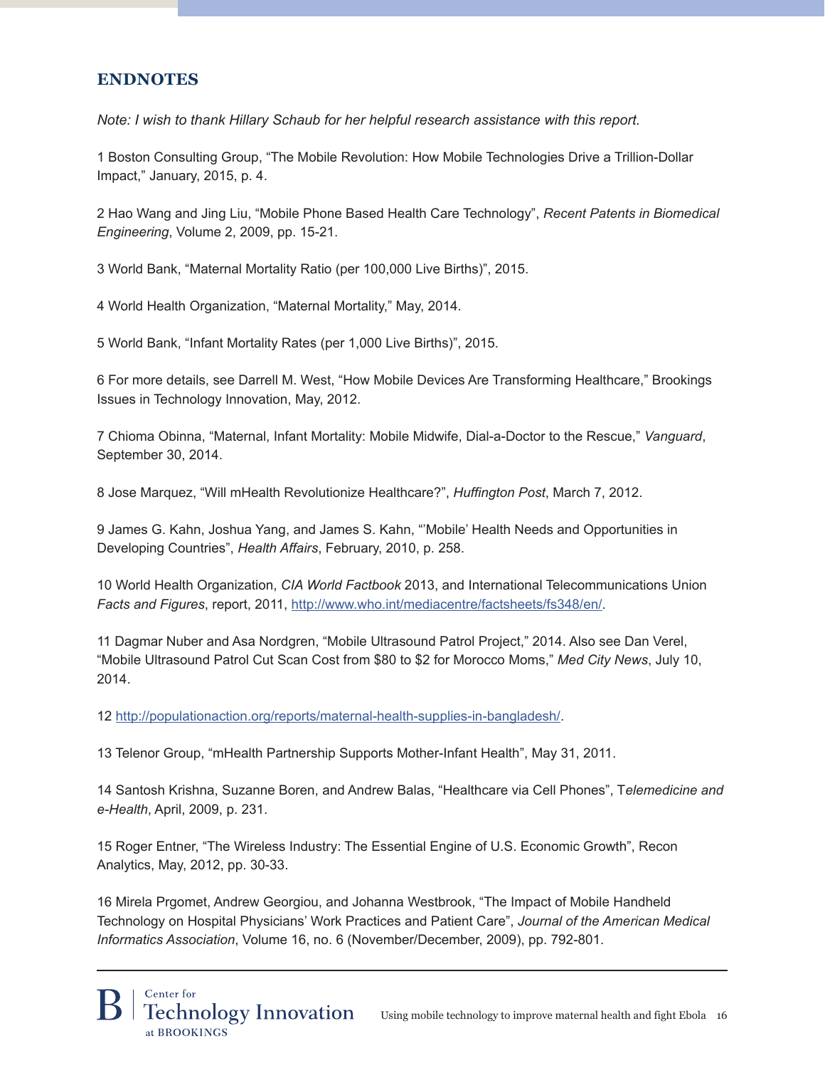## ENDNOTES

*Note: I wish to thank Hillary Schaub for her helpful research assistance with this report.*

1 Boston Consulting Group, "The Mobile Revolution: How Mobile Technologies Drive a Trillion-Dollar Impact," January, 2015, p. 4.

2 Hao Wang and Jing Liu, "Mobile Phone Based Health Care Technology", *Recent Patents in Biomedical Engineering*, Volume 2, 2009, pp. 15-21.

3 World Bank, "Maternal Mortality Ratio (per 100,000 Live Births)", 2015.

4 World Health Organization, "Maternal Mortality," May, 2014.

5 World Bank, "Infant Mortality Rates (per 1,000 Live Births)", 2015.

6 For more details, see Darrell M. West, "How Mobile Devices Are Transforming Healthcare," Brookings Issues in Technology Innovation, May, 2012.

7 Chioma Obinna, "Maternal, Infant Mortality: Mobile Midwife, Dial-a-Doctor to the Rescue," *Vanguard*, September 30, 2014.

8 Jose Marquez, "Will mHealth Revolutionize Healthcare?", *Huffington Post*, March 7, 2012.

9 James G. Kahn, Joshua Yang, and James S. Kahn, "'Mobile' Health Needs and Opportunities in Developing Countries", *Health Affairs*, February, 2010, p. 258.

10 World Health Organization, *CIA World Factbook* 2013, and International Telecommunications Union *Facts and Figures*, report, 2011, http://www.who.int/mediacentre/factsheets/fs348/en/.

11 Dagmar Nuber and Asa Nordgren, "Mobile Ultrasound Patrol Project," 2014. Also see Dan Verel, "Mobile Ultrasound Patrol Cut Scan Cost from $80 to $2 for Morocco Moms," *Med City News*, July 10, 2014.

12 http://populationaction.org/reports/maternal-health-supplies-in-bangladesh/.

13 Telenor Group, "mHealth Partnership Supports Mother-Infant Health", May 31, 2011.

14 Santosh Krishna, Suzanne Boren, and Andrew Balas, "Healthcare via Cell Phones", T*elemedicine and e-Health*, April, 2009, p. 231.

15 Roger Entner, "The Wireless Industry: The Essential Engine of U.S. Economic Growth", Recon Analytics, May, 2012, pp. 30-33.

16 Mirela Prgomet, Andrew Georgiou, and Johanna Westbrook, "The Impact of Mobile Handheld Technology on Hospital Physicians' Work Practices and Patient Care", *Journal of the American Medical Informatics Association*, Volume 16, no. 6 (November/December, 2009), pp. 792-801.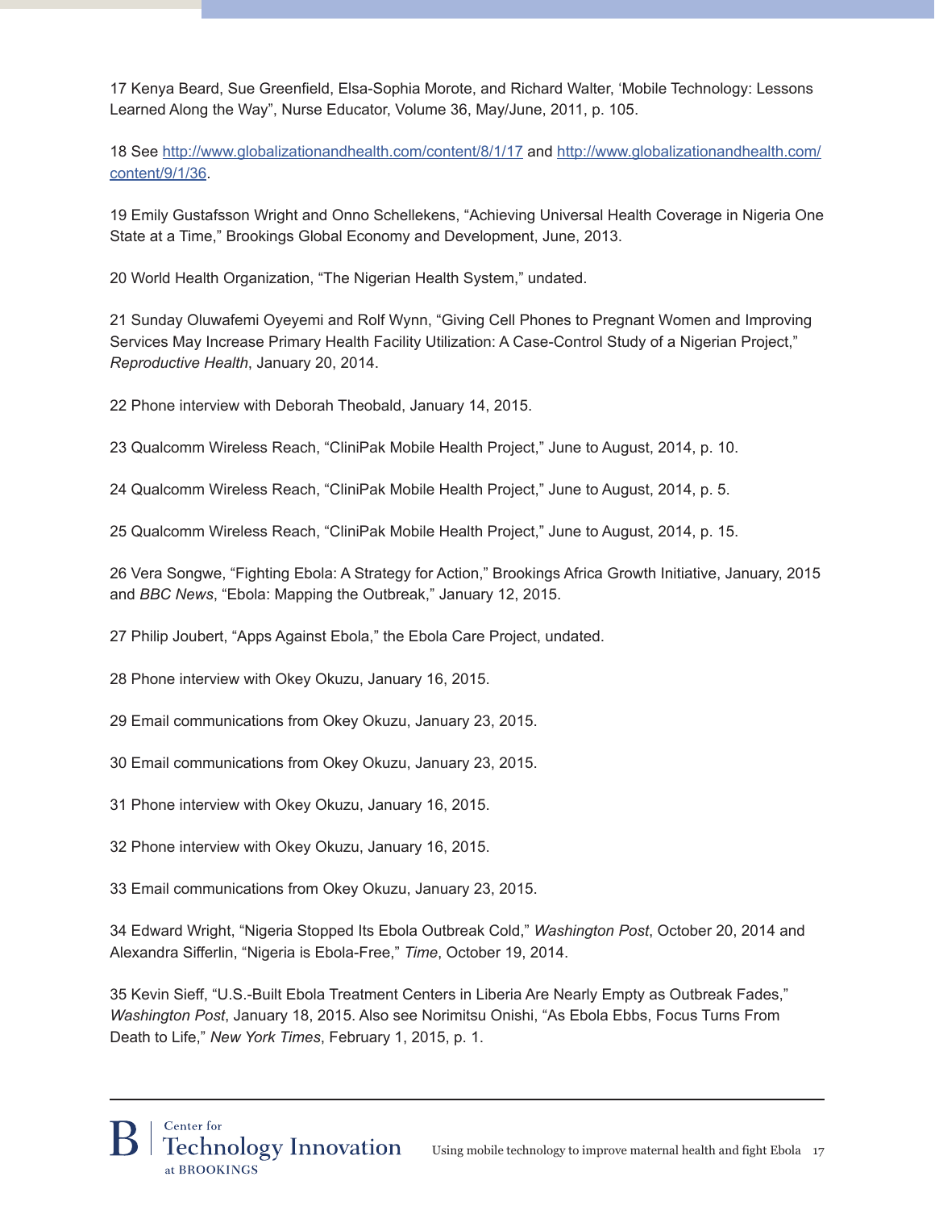17 Kenya Beard, Sue Greenfield, Elsa-Sophia Morote, and Richard Walter, 'Mobile Technology: Lessons Learned Along the Way", Nurse Educator, Volume 36, May/June, 2011, p. 105.

18 See http://www.globalizationandhealth.com/content/8/1/17 and http://www.globalizationandhealth.com/content/9/1/36.

19 Emily Gustafsson Wright and Onno Schellekens, "Achieving Universal Health Coverage in Nigeria One State at a Time," Brookings Global Economy and Development, June, 2013.

20 World Health Organization, "The Nigerian Health System," undated.

21 Sunday Oluwafemi Oyeyemi and Rolf Wynn, "Giving Cell Phones to Pregnant Women and Improving Services May Increase Primary Health Facility Utilization: A Case-Control Study of a Nigerian Project," *Reproductive Health*, January 20, 2014.

22 Phone interview with Deborah Theobald, January 14, 2015.

23 Qualcomm Wireless Reach, "CliniPak Mobile Health Project," June to August, 2014, p. 10.

24 Qualcomm Wireless Reach, "CliniPak Mobile Health Project," June to August, 2014, p. 5.

25 Qualcomm Wireless Reach, "CliniPak Mobile Health Project," June to August, 2014, p. 15.

26 Vera Songwe, "Fighting Ebola: A Strategy for Action," Brookings Africa Growth Initiative, January, 2015 and *BBC News*, "Ebola: Mapping the Outbreak," January 12, 2015.

27 Philip Joubert, "Apps Against Ebola," the Ebola Care Project, undated.

28 Phone interview with Okey Okuzu, January 16, 2015.

29 Email communications from Okey Okuzu, January 23, 2015.

30 Email communications from Okey Okuzu, January 23, 2015.

31 Phone interview with Okey Okuzu, January 16, 2015.

32 Phone interview with Okey Okuzu, January 16, 2015.

33 Email communications from Okey Okuzu, January 23, 2015.

34 Edward Wright, "Nigeria Stopped Its Ebola Outbreak Cold," *Washington Post*, October 20, 2014 and Alexandra Sifferlin, "Nigeria is Ebola-Free," *Time*, October 19, 2014.

35 Kevin Sieff, "U.S.-Built Ebola Treatment Centers in Liberia Are Nearly Empty as Outbreak Fades," *Washington Post*, January 18, 2015. Also see Norimitsu Onishi, "As Ebola Ebbs, Focus Turns From Death to Life," *New York Times*, February 1, 2015, p. 1.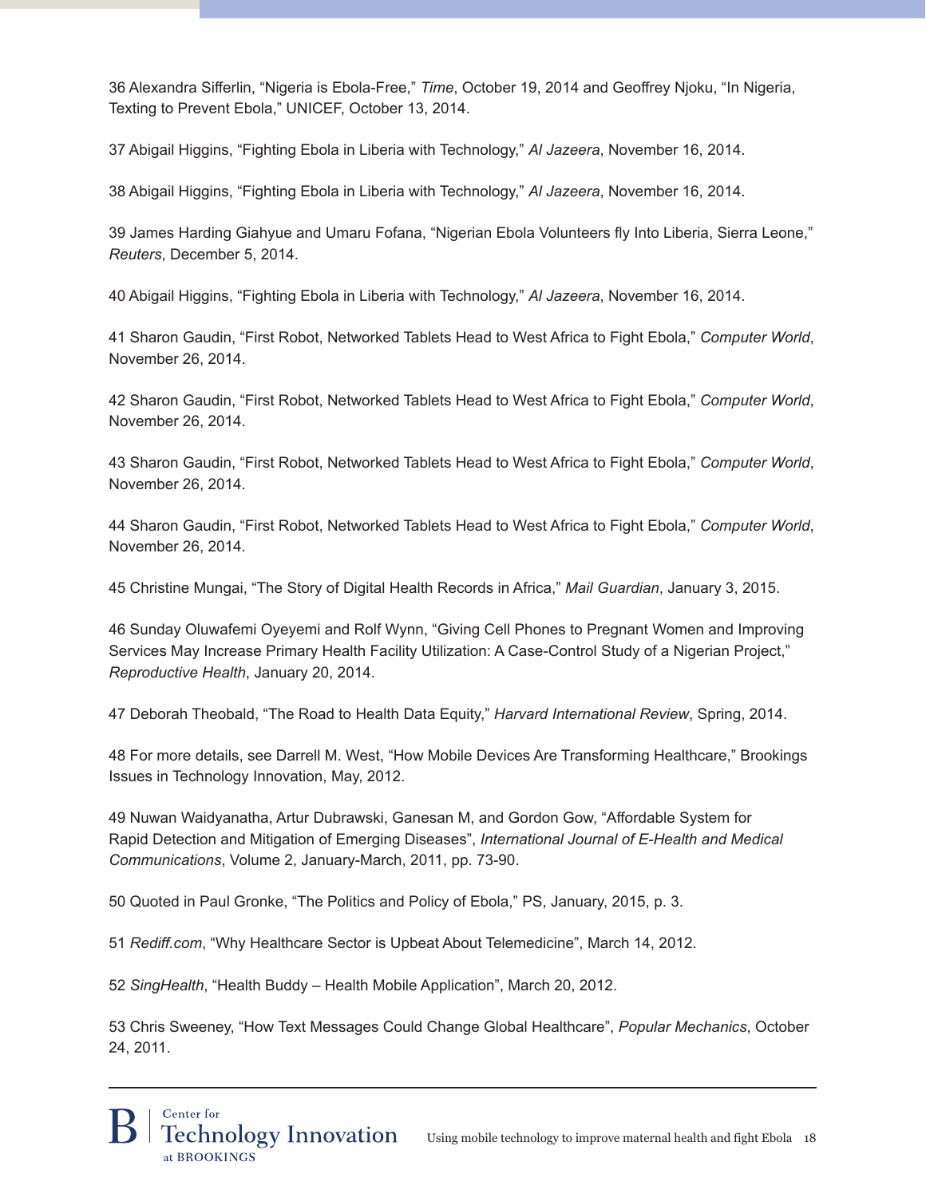36 Alexandra Sifferlin, "Nigeria is Ebola-Free," *Time*, October 19, 2014 and Geoffrey Njoku, "In Nigeria, Texting to Prevent Ebola," UNICEF, October 13, 2014.

37 Abigail Higgins, "Fighting Ebola in Liberia with Technology," *Al Jazeera*, November 16, 2014.

38 Abigail Higgins, "Fighting Ebola in Liberia with Technology," *Al Jazeera*, November 16, 2014.

39 James Harding Giahyue and Umaru Fofana, "Nigerian Ebola Volunteers fly Into Liberia, Sierra Leone," *Reuters*, December 5, 2014.

40 Abigail Higgins, "Fighting Ebola in Liberia with Technology," *Al Jazeera*, November 16, 2014.

41 Sharon Gaudin, "First Robot, Networked Tablets Head to West Africa to Fight Ebola," *Computer World*, November 26, 2014.

42 Sharon Gaudin, "First Robot, Networked Tablets Head to West Africa to Fight Ebola," *Computer World*, November 26, 2014.

43 Sharon Gaudin, "First Robot, Networked Tablets Head to West Africa to Fight Ebola," *Computer World*, November 26, 2014.

44 Sharon Gaudin, "First Robot, Networked Tablets Head to West Africa to Fight Ebola," *Computer World*, November 26, 2014.

45 Christine Mungai, "The Story of Digital Health Records in Africa," *Mail Guardian*, January 3, 2015.

46 Sunday Oluwafemi Oyeyemi and Rolf Wynn, "Giving Cell Phones to Pregnant Women and Improving Services May Increase Primary Health Facility Utilization: A Case-Control Study of a Nigerian Project," *Reproductive Health*, January 20, 2014.

47 Deborah Theobald, "The Road to Health Data Equity," *Harvard International Review*, Spring, 2014.

48 For more details, see Darrell M. West, "How Mobile Devices Are Transforming Healthcare," Brookings Issues in Technology Innovation, May, 2012.

49 Nuwan Waidyanatha, Artur Dubrawski, Ganesan M, and Gordon Gow, "Affordable System for Rapid Detection and Mitigation of Emerging Diseases", *International Journal of E-Health and Medical Communications*, Volume 2, January-March, 2011, pp. 73-90.

50 Quoted in Paul Gronke, "The Politics and Policy of Ebola," PS, January, 2015, p. 3.

51 *Rediff.com*, "Why Healthcare Sector is Upbeat About Telemedicine", March 14, 2012.

52 *SingHealth*, "Health Buddy – Health Mobile Application", March 20, 2012.

53 Chris Sweeney, "How Text Messages Could Change Global Healthcare", *Popular Mechanics*, October 24, 2011.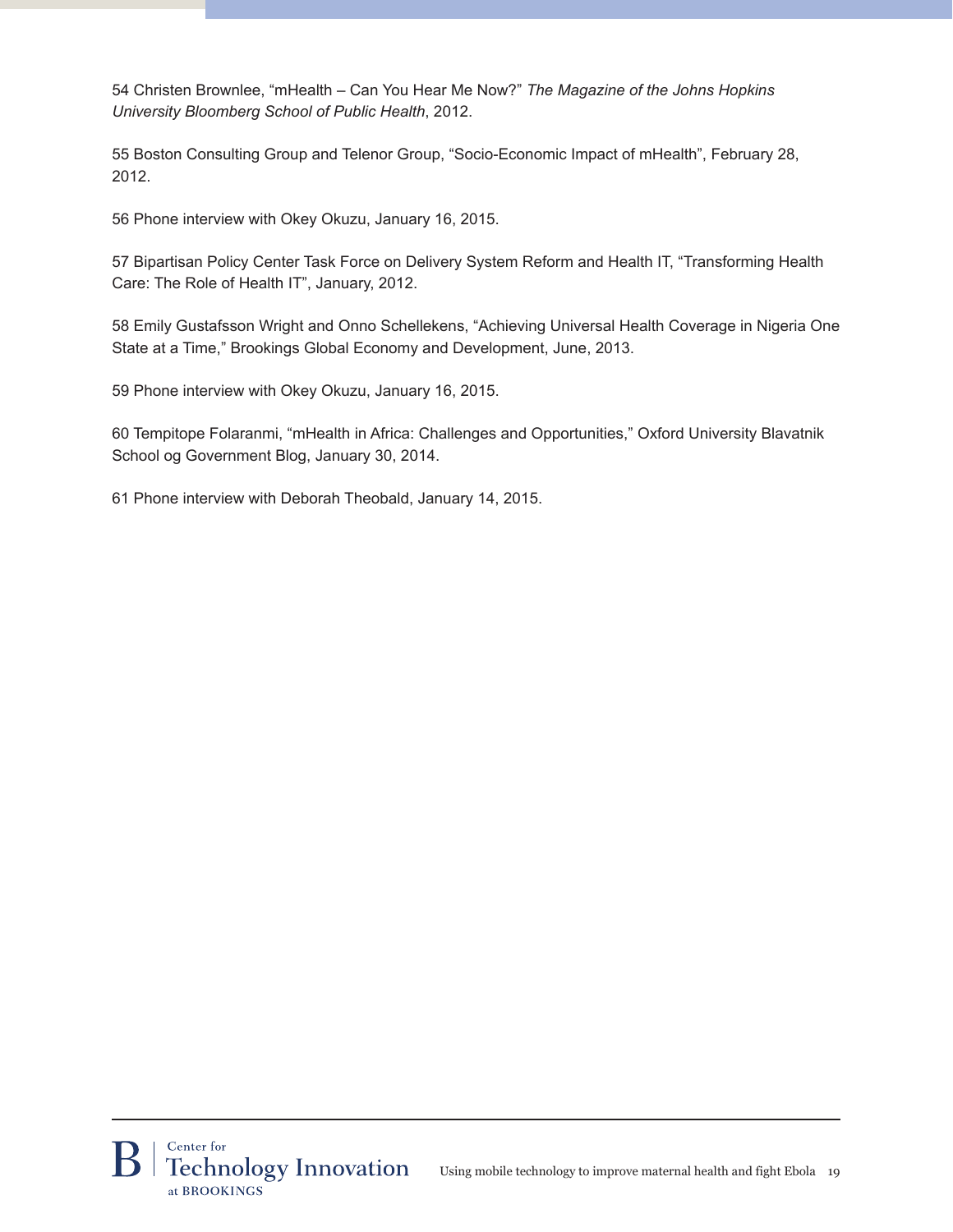54 Christen Brownlee, “mHealth – Can You Hear Me Now?” *The Magazine of the Johns Hopkins University Bloomberg School of Public Health*, 2012.

55 Boston Consulting Group and Telenor Group, “Socio-Economic Impact of mHealth”, February 28, 2012.

56 Phone interview with Okey Okuzu, January 16, 2015.

57 Bipartisan Policy Center Task Force on Delivery System Reform and Health IT, “Transforming Health Care: The Role of Health IT”, January, 2012.

58 Emily Gustafsson Wright and Onno Schellekens, “Achieving Universal Health Coverage in Nigeria One State at a Time,” Brookings Global Economy and Development, June, 2013.

59 Phone interview with Okey Okuzu, January 16, 2015.

60 Tempitope Folaranmi, “mHealth in Africa: Challenges and Opportunities,” Oxford University Blavatnik School og Government Blog, January 30, 2014.

61 Phone interview with Deborah Theobald, January 14, 2015.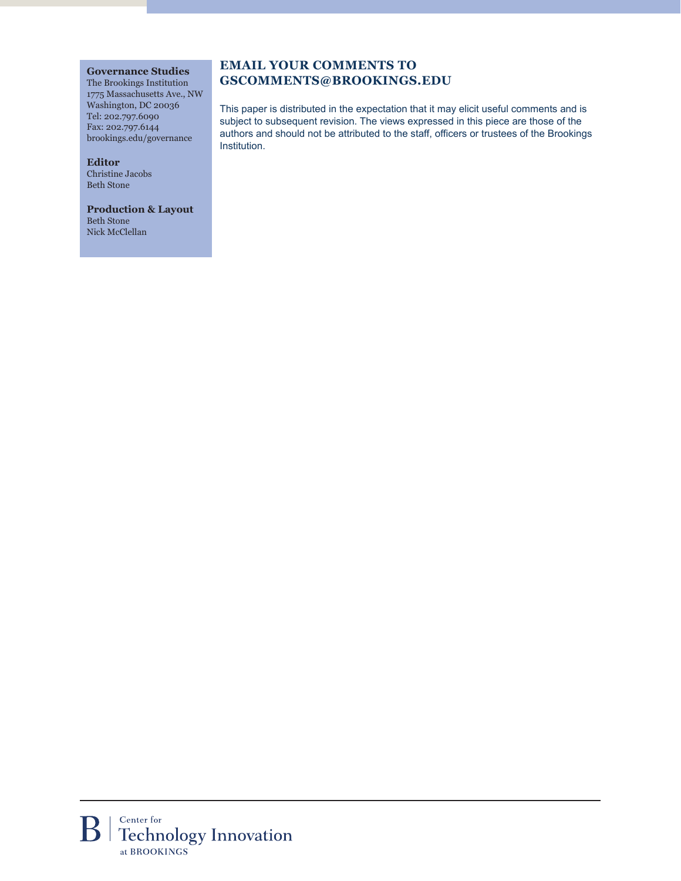**Governance Studies**
The Brookings Institution
1775 Massachusetts Ave., NW
Washington, DC 20036
Tel: 202.797.6090
Fax: 202.797.6144
brookings.edu/governance

**Editor**
Christine Jacobs
Beth Stone

**Production & Layout**
Beth Stone
Nick McClellan

## EMAIL YOUR COMMENTS TO GSCOMMENTS@BROOKINGS.EDU

This paper is distributed in the expectation that it may elicit useful comments and is subject to subsequent revision. The views expressed in this piece are those of the authors and should not be attributed to the staff, officers or trustees of the Brookings Institution.

B | Center for Technology Innovation at BROOKINGS